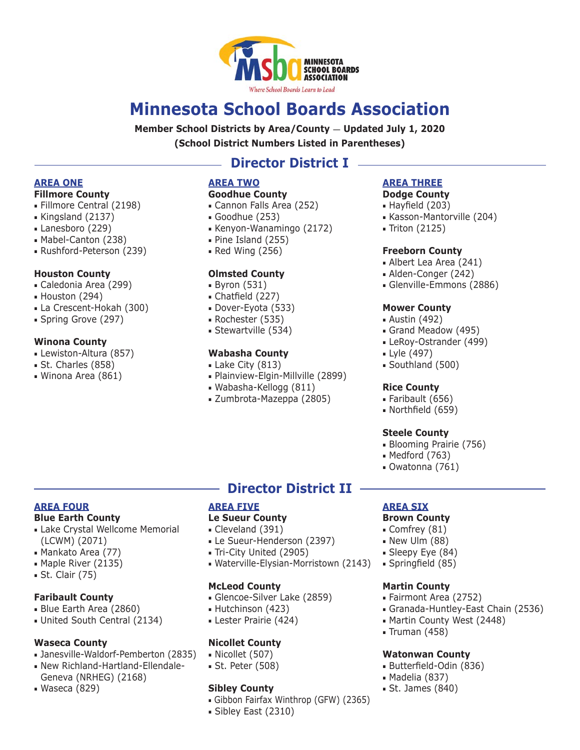MINNESOTA SCHOOL BOARDS ASSOCIATION

*Where School Boards Learn to Lead*

# Minnesota School Boards Association

**Member School Districts by Area/County — Updated July 1, 2020**

**(School District Numbers Listed in Parentheses)**

## Director District I

### AREA ONE

**Fillmore County**
- Fillmore Central (2198)
- Kingsland (2137)
- Lanesboro (229)
- Mabel-Canton (238)
- Rushford-Peterson (239)

**Houston County**
- Caledonia Area (299)
- Houston (294)
- La Crescent-Hokah (300)
- Spring Grove (297)

**Winona County**
- Lewiston-Altura (857)
- St. Charles (858)
- Winona Area (861)

### AREA TWO

**Goodhue County**
- Cannon Falls Area (252)
- Goodhue (253)
- Kenyon-Wanamingo (2172)
- Pine Island (255)
- Red Wing (256)

**Olmsted County**
- Byron (531)
- Chatfield (227)
- Dover-Eyota (533)
- Rochester (535)
- Stewartville (534)

**Wabasha County**
- Lake City (813)
- Plainview-Elgin-Millville (2899)
- Wabasha-Kellogg (811)
- Zumbrota-Mazeppa (2805)

### AREA THREE

**Dodge County**
- Hayfield (203)
- Kasson-Mantorville (204)
- Triton (2125)

**Freeborn County**
- Albert Lea Area (241)
- Alden-Conger (242)
- Glenville-Emmons (2886)

**Mower County**
- Austin (492)
- Grand Meadow (495)
- LeRoy-Ostrander (499)
- Lyle (497)
- Southland (500)

**Rice County**
- Faribault (656)
- Northfield (659)

**Steele County**
- Blooming Prairie (756)
- Medford (763)
- Owatonna (761)

## Director District II

### AREA FOUR

**Blue Earth County**
- Lake Crystal Wellcome Memorial (LCWM) (2071)
- Mankato Area (77)
- Maple River (2135)
- St. Clair (75)

**Faribault County**
- Blue Earth Area (2860)
- United South Central (2134)

**Waseca County**
- Janesville-Waldorf-Pemberton (2835)
- New Richland-Hartland-Ellendale-Geneva (NRHEG) (2168)
- Waseca (829)

### AREA FIVE

**Le Sueur County**
- Cleveland (391)
- Le Sueur-Henderson (2397)
- Tri-City United (2905)
- Waterville-Elysian-Morristown (2143)

**McLeod County**
- Glencoe-Silver Lake (2859)
- Hutchinson (423)
- Lester Prairie (424)

**Nicollet County**
- Nicollet (507)
- St. Peter (508)

**Sibley County**
- Gibbon Fairfax Winthrop (GFW) (2365)
- Sibley East (2310)

### AREA SIX

**Brown County**
- Comfrey (81)
- New Ulm (88)
- Sleepy Eye (84)
- Springfield (85)

**Martin County**
- Fairmont Area (2752)
- Granada-Huntley-East Chain (2536)
- Martin County West (2448)
- Truman (458)

**Watonwan County**
- Butterfield-Odin (836)
- Madelia (837)
- St. James (840)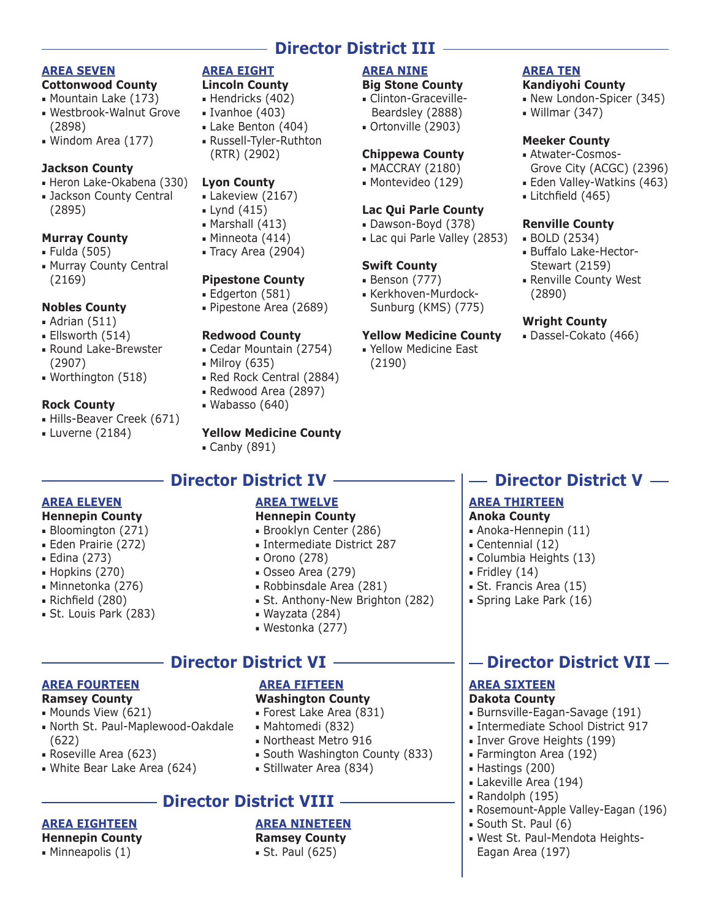## Director District III

### AREA SEVEN

**Cottonwood County**
- Mountain Lake (173)
- Westbrook-Walnut Grove (2898)
- Windom Area (177)

**Jackson County**
- Heron Lake-Okabena (330)
- Jackson County Central (2895)

**Murray County**
- Fulda (505)
- Murray County Central (2169)

**Nobles County**
- Adrian (511)
- Ellsworth (514)
- Round Lake-Brewster (2907)
- Worthington (518)

**Rock County**
- Hills-Beaver Creek (671)
- Luverne (2184)

### AREA EIGHT

**Lincoln County**
- Hendricks (402)
- Ivanhoe (403)
- Lake Benton (404)
- Russell-Tyler-Ruthton (RTR) (2902)

**Lyon County**
- Lakeview (2167)
- Lynd (415)
- Marshall (413)
- Minneota (414)
- Tracy Area (2904)

**Pipestone County**
- Edgerton (581)
- Pipestone Area (2689)

**Redwood County**
- Cedar Mountain (2754)
- Milroy (635)
- Red Rock Central (2884)
- Redwood Area (2897)
- Wabasso (640)

**Yellow Medicine County**
- Canby (891)

### AREA NINE

**Big Stone County**
- Clinton-Graceville-Beardsley (2888)
- Ortonville (2903)

**Chippewa County**
- MACCRAY (2180)
- Montevideo (129)

**Lac Qui Parle County**
- Dawson-Boyd (378)
- Lac qui Parle Valley (2853)

**Swift County**
- Benson (777)
- Kerkhoven-Murdock-Sunburg (KMS) (775)

**Yellow Medicine County**
- Yellow Medicine East (2190)

### AREA TEN

**Kandiyohi County**
- New London-Spicer (345)
- Willmar (347)

**Meeker County**
- Atwater-Cosmos-Grove City (ACGC) (2396)
- Eden Valley-Watkins (463)
- Litchfield (465)

**Renville County**
- BOLD (2534)
- Buffalo Lake-Hector-Stewart (2159)
- Renville County West (2890)

**Wright County**
- Dassel-Cokato (466)

## Director District IV

### AREA ELEVEN

**Hennepin County**
- Bloomington (271)
- Eden Prairie (272)
- Edina (273)
- Hopkins (270)
- Minnetonka (276)
- Richfield (280)
- St. Louis Park (283)

### AREA TWELVE

**Hennepin County**
- Brooklyn Center (286)
- Intermediate District 287
- Orono (278)
- Osseo Area (279)
- Robbinsdale Area (281)
- St. Anthony-New Brighton (282)
- Wayzata (284)
- Westonka (277)

## Director District V

### AREA THIRTEEN

**Anoka County**
- Anoka-Hennepin (11)
- Centennial (12)
- Columbia Heights (13)
- Fridley (14)
- St. Francis Area (15)
- Spring Lake Park (16)

## Director District VI

### AREA FOURTEEN

**Ramsey County**
- Mounds View (621)
- North St. Paul-Maplewood-Oakdale (622)
- Roseville Area (623)
- White Bear Lake Area (624)

### AREA FIFTEEN

**Washington County**
- Forest Lake Area (831)
- Mahtomedi (832)
- Northeast Metro 916
- South Washington County (833)
- Stillwater Area (834)

## Director District VII

### AREA SIXTEEN

**Dakota County**
- Burnsville-Eagan-Savage (191)
- Intermediate School District 917
- Inver Grove Heights (199)
- Farmington Area (192)
- Hastings (200)
- Lakeville Area (194)
- Randolph (195)
- Rosemount-Apple Valley-Eagan (196)
- South St. Paul (6)
- West St. Paul-Mendota Heights-Eagan Area (197)

## Director District VIII

### AREA EIGHTEEN

**Hennepin County**
- Minneapolis (1)

### AREA NINETEEN

**Ramsey County**
- St. Paul (625)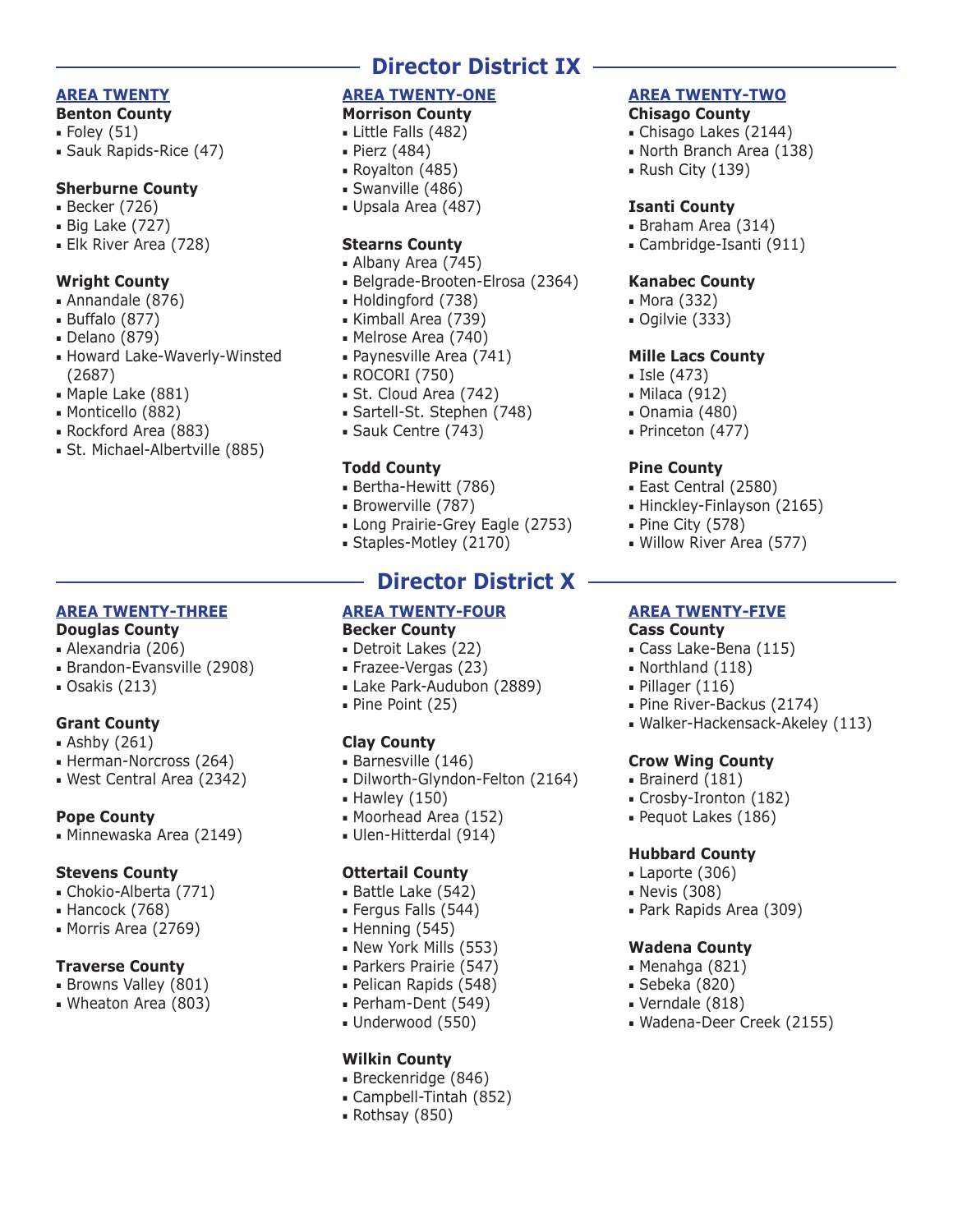## Director District IX

### AREA TWENTY

**Benton County**

- Foley (51)
- Sauk Rapids-Rice (47)

**Sherburne County**

- Becker (726)
- Big Lake (727)
- Elk River Area (728)

**Wright County**

- Annandale (876)
- Buffalo (877)
- Delano (879)
- Howard Lake-Waverly-Winsted (2687)
- Maple Lake (881)
- Monticello (882)
- Rockford Area (883)
- St. Michael-Albertville (885)

### AREA TWENTY-ONE

**Morrison County**

- Little Falls (482)
- Pierz (484)
- Royalton (485)
- Swanville (486)
- Upsala Area (487)

**Stearns County**

- Albany Area (745)
- Belgrade-Brooten-Elrosa (2364)
- Holdingford (738)
- Kimball Area (739)
- Melrose Area (740)
- Paynesville Area (741)
- ROCORI (750)
- St. Cloud Area (742)
- Sartell-St. Stephen (748)
- Sauk Centre (743)

**Todd County**

- Bertha-Hewitt (786)
- Browerville (787)
- Long Prairie-Grey Eagle (2753)
- Staples-Motley (2170)

### AREA TWENTY-TWO

**Chisago County**

- Chisago Lakes (2144)
- North Branch Area (138)
- Rush City (139)

**Isanti County**

- Braham Area (314)
- Cambridge-Isanti (911)

**Kanabec County**

- Mora (332)
- Ogilvie (333)

**Mille Lacs County**

- Isle (473)
- Milaca (912)
- Onamia (480)
- Princeton (477)

**Pine County**

- East Central (2580)
- Hinckley-Finlayson (2165)
- Pine City (578)
- Willow River Area (577)

## Director District X

### AREA TWENTY-THREE

**Douglas County**

- Alexandria (206)
- Brandon-Evansville (2908)
- Osakis (213)

**Grant County**

- Ashby (261)
- Herman-Norcross (264)
- West Central Area (2342)

**Pope County**

- Minnewaska Area (2149)

**Stevens County**

- Chokio-Alberta (771)
- Hancock (768)
- Morris Area (2769)

**Traverse County**

- Browns Valley (801)
- Wheaton Area (803)

### AREA TWENTY-FOUR

**Becker County**

- Detroit Lakes (22)
- Frazee-Vergas (23)
- Lake Park-Audubon (2889)
- Pine Point (25)

**Clay County**

- Barnesville (146)
- Dilworth-Glyndon-Felton (2164)
- Hawley (150)
- Moorhead Area (152)
- Ulen-Hitterdal (914)

**Ottertail County**

- Battle Lake (542)
- Fergus Falls (544)
- Henning (545)
- New York Mills (553)
- Parkers Prairie (547)
- Pelican Rapids (548)
- Perham-Dent (549)
- Underwood (550)

**Wilkin County**

- Breckenridge (846)
- Campbell-Tintah (852)
- Rothsay (850)

### AREA TWENTY-FIVE

**Cass County**

- Cass Lake-Bena (115)
- Northland (118)
- Pillager (116)
- Pine River-Backus (2174)
- Walker-Hackensack-Akeley (113)

**Crow Wing County**

- Brainerd (181)
- Crosby-Ironton (182)
- Pequot Lakes (186)

**Hubbard County**

- Laporte (306)
- Nevis (308)
- Park Rapids Area (309)

**Wadena County**

- Menahga (821)
- Sebeka (820)
- Verndale (818)
- Wadena-Deer Creek (2155)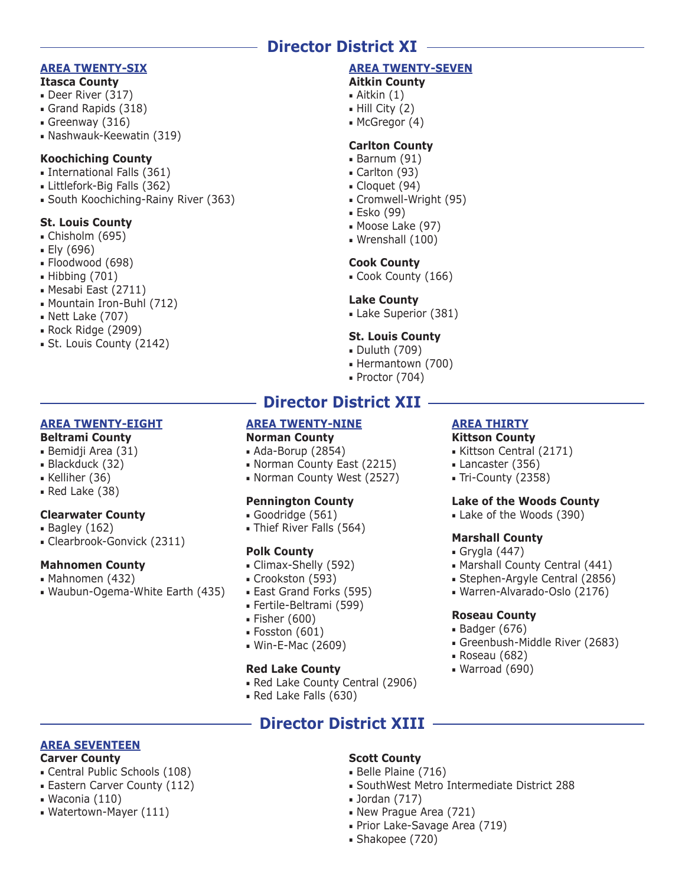## Director District XI

### AREA TWENTY-SIX

**Itasca County**
- Deer River (317)
- Grand Rapids (318)
- Greenway (316)
- Nashwauk-Keewatin (319)

**Koochiching County**
- International Falls (361)
- Littlefork-Big Falls (362)
- South Koochiching-Rainy River (363)

**St. Louis County**
- Chisholm (695)
- Ely (696)
- Floodwood (698)
- Hibbing (701)
- Mesabi East (2711)
- Mountain Iron-Buhl (712)
- Nett Lake (707)
- Rock Ridge (2909)
- St. Louis County (2142)

### AREA TWENTY-SEVEN

**Aitkin County**
- Aitkin (1)
- Hill City (2)
- McGregor (4)

**Carlton County**
- Barnum (91)
- Carlton (93)
- Cloquet (94)
- Cromwell-Wright (95)
- Esko (99)
- Moose Lake (97)
- Wrenshall (100)

**Cook County**
- Cook County (166)

**Lake County**
- Lake Superior (381)

**St. Louis County**
- Duluth (709)
- Hermantown (700)
- Proctor (704)

## Director District XII

### AREA TWENTY-EIGHT

**Beltrami County**
- Bemidji Area (31)
- Blackduck (32)
- Kelliher (36)
- Red Lake (38)

**Clearwater County**
- Bagley (162)
- Clearbrook-Gonvick (2311)

**Mahnomen County**
- Mahnomen (432)
- Waubun-Ogema-White Earth (435)

### AREA TWENTY-NINE

**Norman County**
- Ada-Borup (2854)
- Norman County East (2215)
- Norman County West (2527)

**Pennington County**
- Goodridge (561)
- Thief River Falls (564)

**Polk County**
- Climax-Shelly (592)
- Crookston (593)
- East Grand Forks (595)
- Fertile-Beltrami (599)
- Fisher (600)
- Fosston (601)
- Win-E-Mac (2609)

**Red Lake County**
- Red Lake County Central (2906)
- Red Lake Falls (630)

### AREA THIRTY

**Kittson County**
- Kittson Central (2171)
- Lancaster (356)
- Tri-County (2358)

**Lake of the Woods County**
- Lake of the Woods (390)

**Marshall County**
- Grygla (447)
- Marshall County Central (441)
- Stephen-Argyle Central (2856)
- Warren-Alvarado-Oslo (2176)

**Roseau County**
- Badger (676)
- Greenbush-Middle River (2683)
- Roseau (682)
- Warroad (690)

## Director District XIII

### AREA SEVENTEEN

**Carver County**
- Central Public Schools (108)
- Eastern Carver County (112)
- Waconia (110)
- Watertown-Mayer (111)

**Scott County**
- Belle Plaine (716)
- SouthWest Metro Intermediate District 288
- Jordan (717)
- New Prague Area (721)
- Prior Lake-Savage Area (719)
- Shakopee (720)